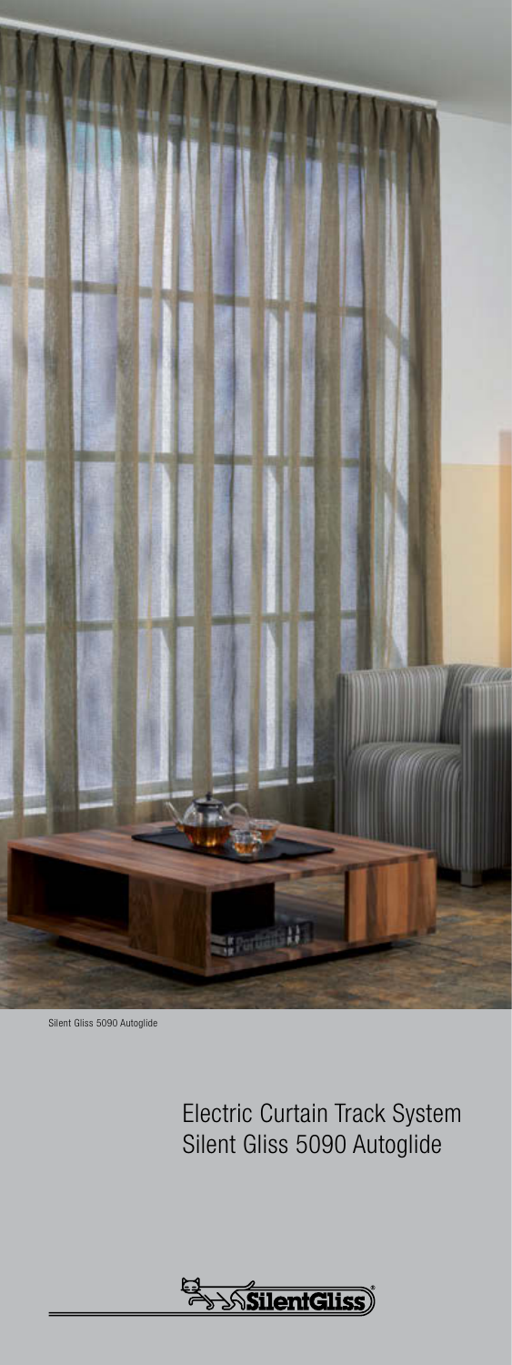Silent Gliss 5090 Autoglide

# Electric Curtain Track System Silent Gliss 5090 Autoglide

SilentGliss®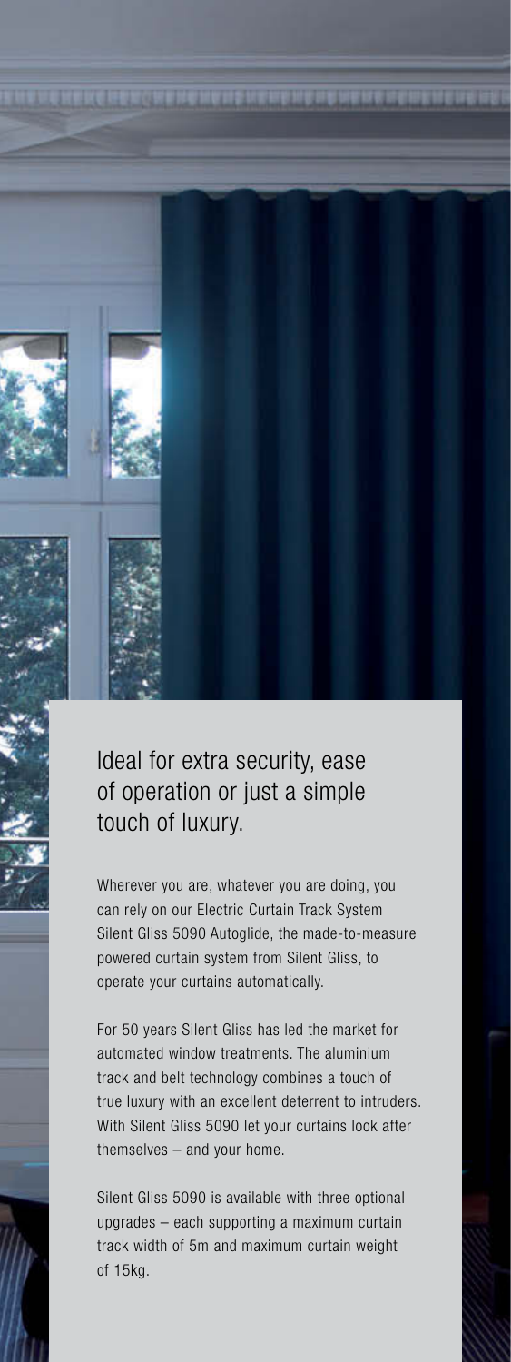## Ideal for extra security, ease of operation or just a simple touch of luxury.

Wherever you are, whatever you are doing, you can rely on our Electric Curtain Track System Silent Gliss 5090 Autoglide, the made-to-measure powered curtain system from Silent Gliss, to operate your curtains automatically.

For 50 years Silent Gliss has led the market for automated window treatments. The aluminium track and belt technology combines a touch of true luxury with an excellent deterrent to intruders. With Silent Gliss 5090 let your curtains look after themselves – and your home.

Silent Gliss 5090 is available with three optional upgrades – each supporting a maximum curtain track width of 5m and maximum curtain weight of 15kg.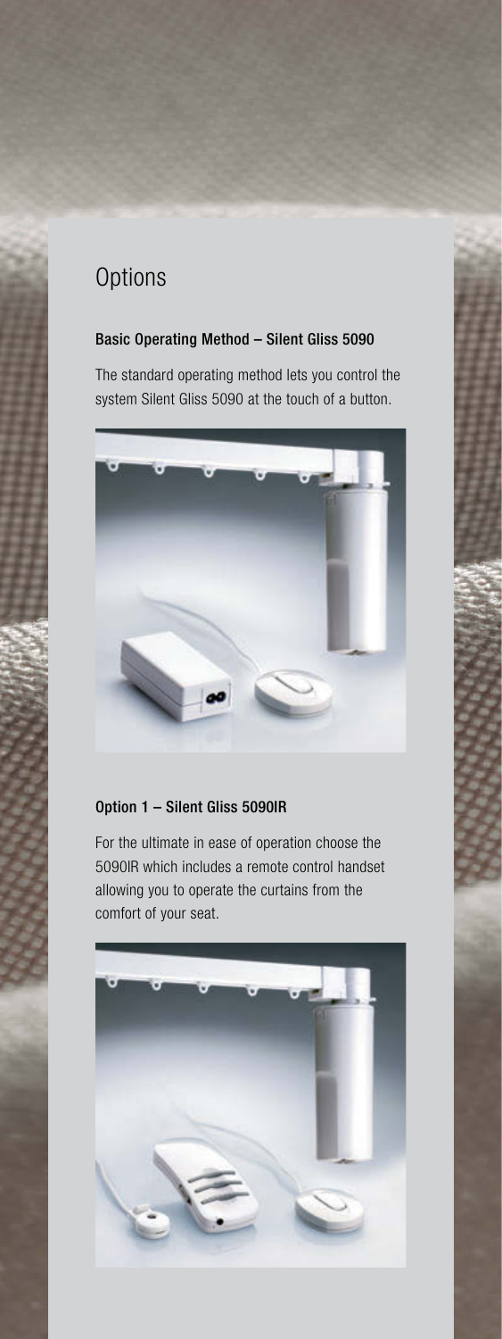# Options

### Basic Operating Method – Silent Gliss 5090

The standard operating method lets you control the system Silent Gliss 5090 at the touch of a button.

### Option 1 – Silent Gliss 5090IR

For the ultimate in ease of operation choose the 5090IR which includes a remote control handset allowing you to operate the curtains from the comfort of your seat.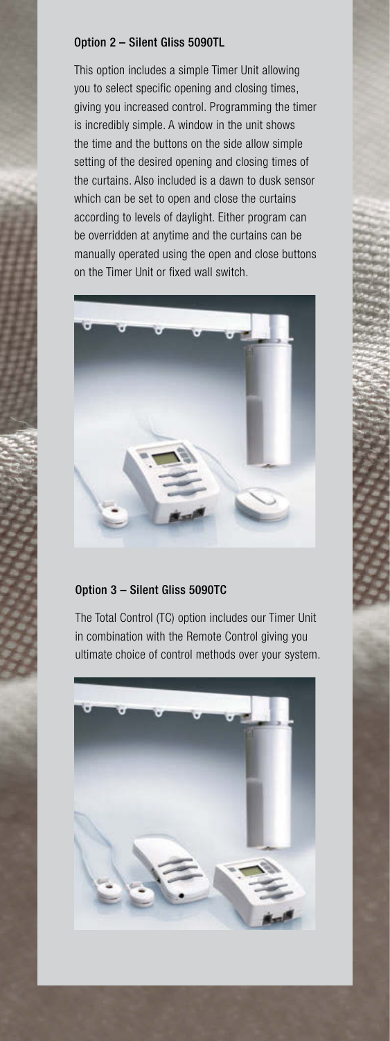## Option 2 – Silent Gliss 5090TL

This option includes a simple Timer Unit allowing you to select specific opening and closing times, giving you increased control. Programming the timer is incredibly simple. A window in the unit shows the time and the buttons on the side allow simple setting of the desired opening and closing times of the curtains. Also included is a dawn to dusk sensor which can be set to open and close the curtains according to levels of daylight. Either program can be overridden at anytime and the curtains can be manually operated using the open and close buttons on the Timer Unit or fixed wall switch.

## Option 3 – Silent Gliss 5090TC

The Total Control (TC) option includes our Timer Unit in combination with the Remote Control giving you ultimate choice of control methods over your system.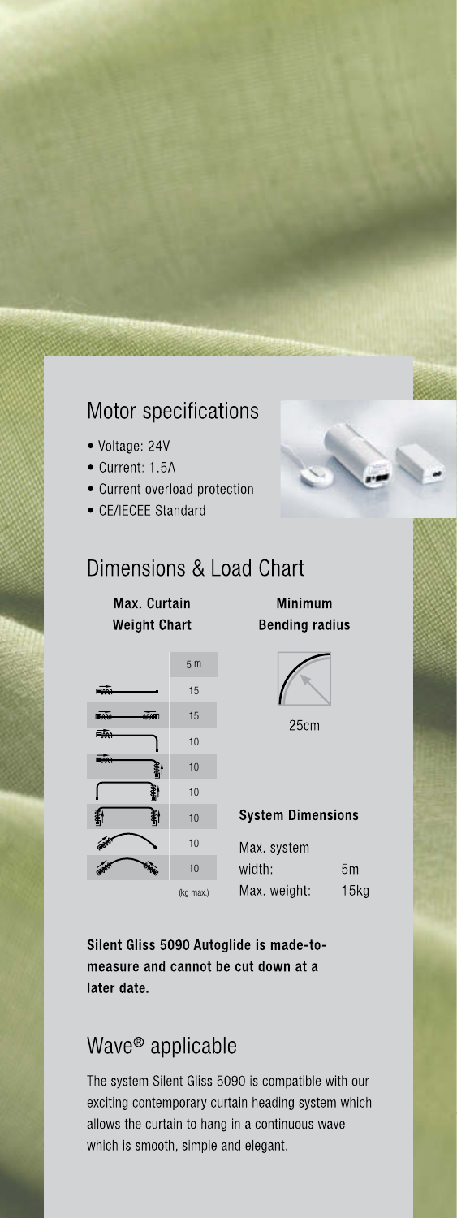## Motor specifications

- Voltage: 24V
- Current: 1.5A
- Current overload protection
- CE/IECEE Standard

## Dimensions & Load Chart

**Max. Curtain Weight Chart**

| | 5 m |
|---|---|
| | 15 |
| | 15 |
| | 10 |
| | 10 |
| | 10 |
| | 10 |
| | 10 |
| | 10 |
| | (kg max.) |

**Minimum Bending radius**

25cm

**System Dimensions**

| | |
|---|---|
| Max. system width: | 5m |
| Max. weight: | 15kg |

**Silent Gliss 5090 Autoglide is made-to-measure and cannot be cut down at a later date.**

## Wave® applicable

The system Silent Gliss 5090 is compatible with our exciting contemporary curtain heading system which allows the curtain to hang in a continuous wave which is smooth, simple and elegant.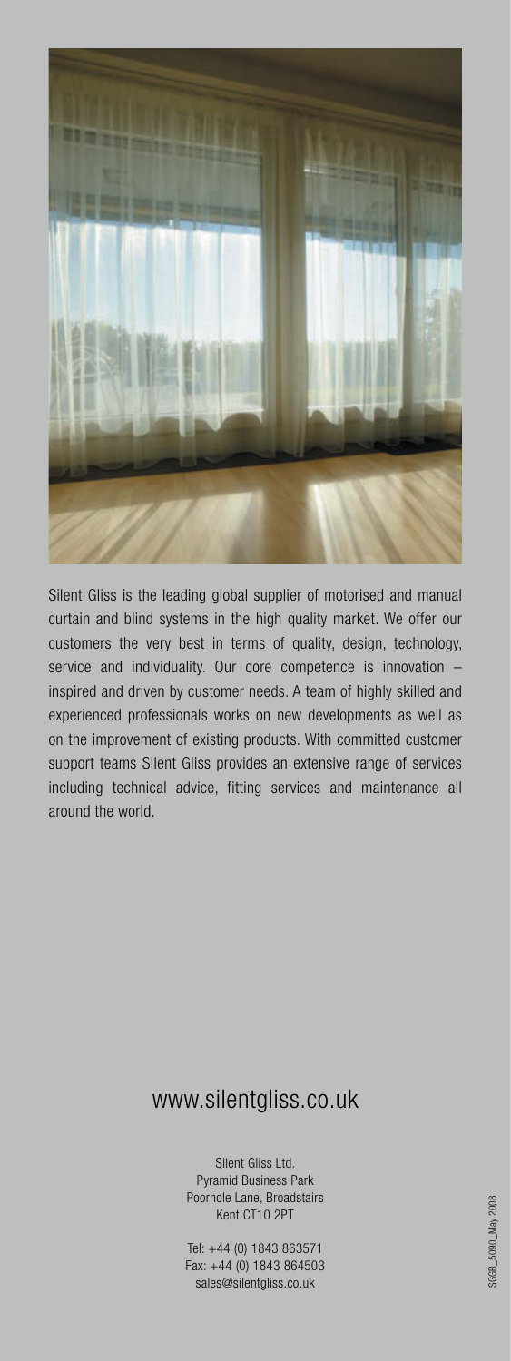Silent Gliss is the leading global supplier of motorised and manual curtain and blind systems in the high quality market. We offer our customers the very best in terms of quality, design, technology, service and individuality. Our core competence is innovation – inspired and driven by customer needs. A team of highly skilled and experienced professionals works on new developments as well as on the improvement of existing products. With committed customer support teams Silent Gliss provides an extensive range of services including technical advice, fitting services and maintenance all around the world.

## www.silentgliss.co.uk

Silent Gliss Ltd.
Pyramid Business Park
Poorhole Lane, Broadstairs
Kent CT10 2PT

Tel: +44 (0) 1843 863571
Fax: +44 (0) 1843 864503
sales@silentgliss.co.uk

SGGB_5090_May 2008